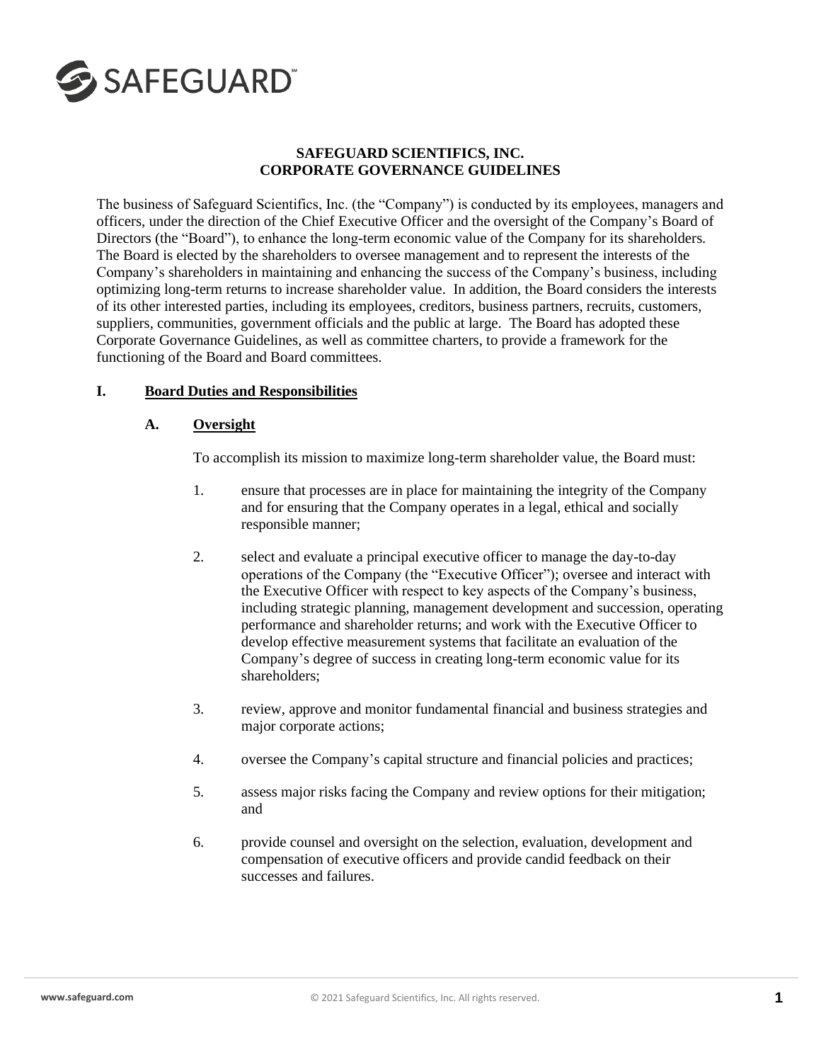# SAFEGUARD SCIENTIFICS, INC.
# CORPORATE GOVERNANCE GUIDELINES

The business of Safeguard Scientifics, Inc. (the "Company") is conducted by its employees, managers and officers, under the direction of the Chief Executive Officer and the oversight of the Company's Board of Directors (the "Board"), to enhance the long-term economic value of the Company for its shareholders. The Board is elected by the shareholders to oversee management and to represent the interests of the Company's shareholders in maintaining and enhancing the success of the Company's business, including optimizing long-term returns to increase shareholder value. In addition, the Board considers the interests of its other interested parties, including its employees, creditors, business partners, recruits, customers, suppliers, communities, government officials and the public at large. The Board has adopted these Corporate Governance Guidelines, as well as committee charters, to provide a framework for the functioning of the Board and Board committees.

## I. Board Duties and Responsibilities

### A. Oversight

To accomplish its mission to maximize long-term shareholder value, the Board must:

1. ensure that processes are in place for maintaining the integrity of the Company and for ensuring that the Company operates in a legal, ethical and socially responsible manner;

2. select and evaluate a principal executive officer to manage the day-to-day operations of the Company (the "Executive Officer"); oversee and interact with the Executive Officer with respect to key aspects of the Company's business, including strategic planning, management development and succession, operating performance and shareholder returns; and work with the Executive Officer to develop effective measurement systems that facilitate an evaluation of the Company's degree of success in creating long-term economic value for its shareholders;

3. review, approve and monitor fundamental financial and business strategies and major corporate actions;

4. oversee the Company's capital structure and financial policies and practices;

5. assess major risks facing the Company and review options for their mitigation; and

6. provide counsel and oversight on the selection, evaluation, development and compensation of executive officers and provide candid feedback on their successes and failures.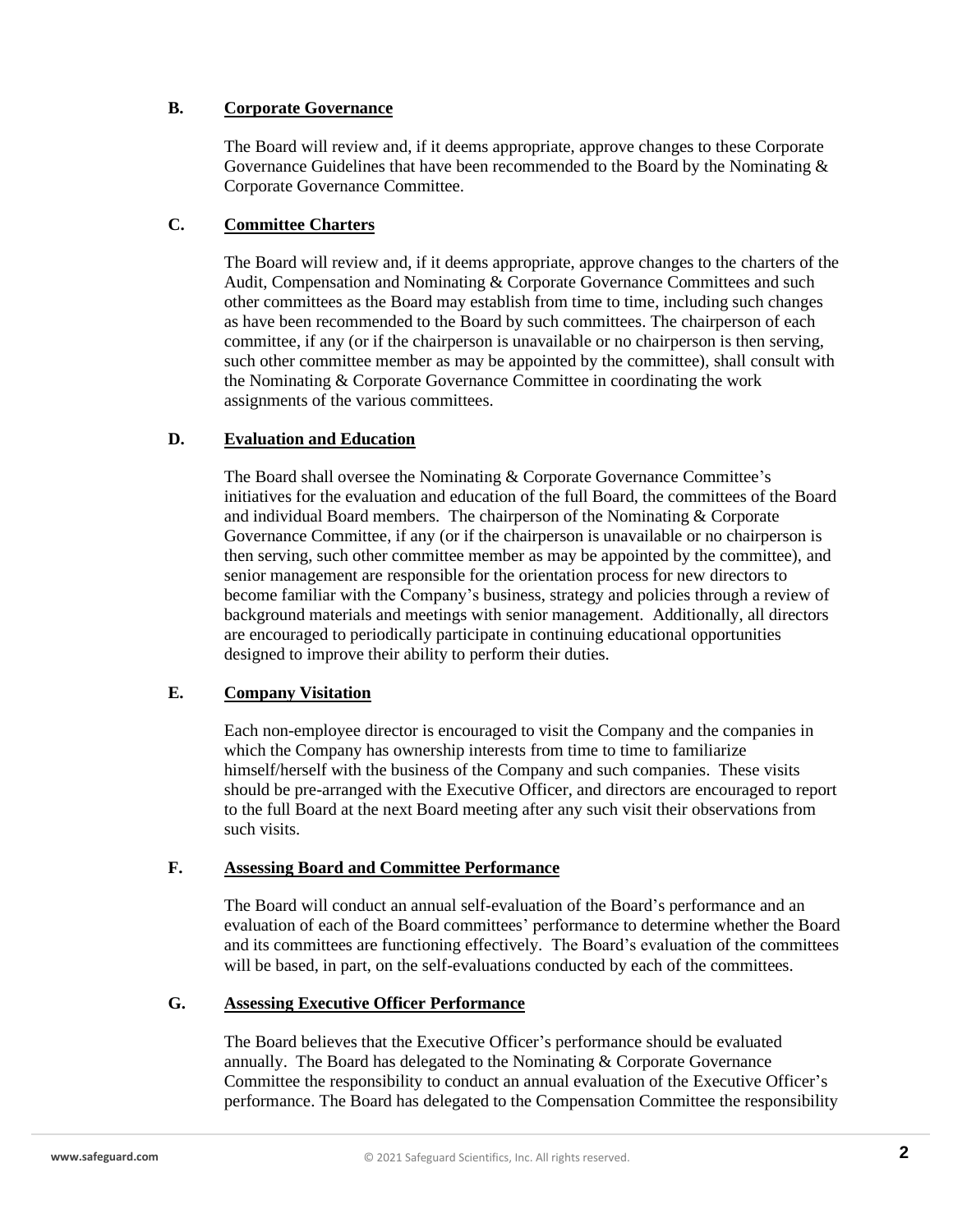### B. Corporate Governance

The Board will review and, if it deems appropriate, approve changes to these Corporate Governance Guidelines that have been recommended to the Board by the Nominating & Corporate Governance Committee.

### C. Committee Charters

The Board will review and, if it deems appropriate, approve changes to the charters of the Audit, Compensation and Nominating & Corporate Governance Committees and such other committees as the Board may establish from time to time, including such changes as have been recommended to the Board by such committees. The chairperson of each committee, if any (or if the chairperson is unavailable or no chairperson is then serving, such other committee member as may be appointed by the committee), shall consult with the Nominating & Corporate Governance Committee in coordinating the work assignments of the various committees.

### D. Evaluation and Education

The Board shall oversee the Nominating & Corporate Governance Committee's initiatives for the evaluation and education of the full Board, the committees of the Board and individual Board members. The chairperson of the Nominating & Corporate Governance Committee, if any (or if the chairperson is unavailable or no chairperson is then serving, such other committee member as may be appointed by the committee), and senior management are responsible for the orientation process for new directors to become familiar with the Company's business, strategy and policies through a review of background materials and meetings with senior management. Additionally, all directors are encouraged to periodically participate in continuing educational opportunities designed to improve their ability to perform their duties.

### E. Company Visitation

Each non-employee director is encouraged to visit the Company and the companies in which the Company has ownership interests from time to time to familiarize himself/herself with the business of the Company and such companies. These visits should be pre-arranged with the Executive Officer, and directors are encouraged to report to the full Board at the next Board meeting after any such visit their observations from such visits.

### F. Assessing Board and Committee Performance

The Board will conduct an annual self-evaluation of the Board's performance and an evaluation of each of the Board committees' performance to determine whether the Board and its committees are functioning effectively. The Board's evaluation of the committees will be based, in part, on the self-evaluations conducted by each of the committees.

### G. Assessing Executive Officer Performance

The Board believes that the Executive Officer's performance should be evaluated annually. The Board has delegated to the Nominating & Corporate Governance Committee the responsibility to conduct an annual evaluation of the Executive Officer's performance. The Board has delegated to the Compensation Committee the responsibility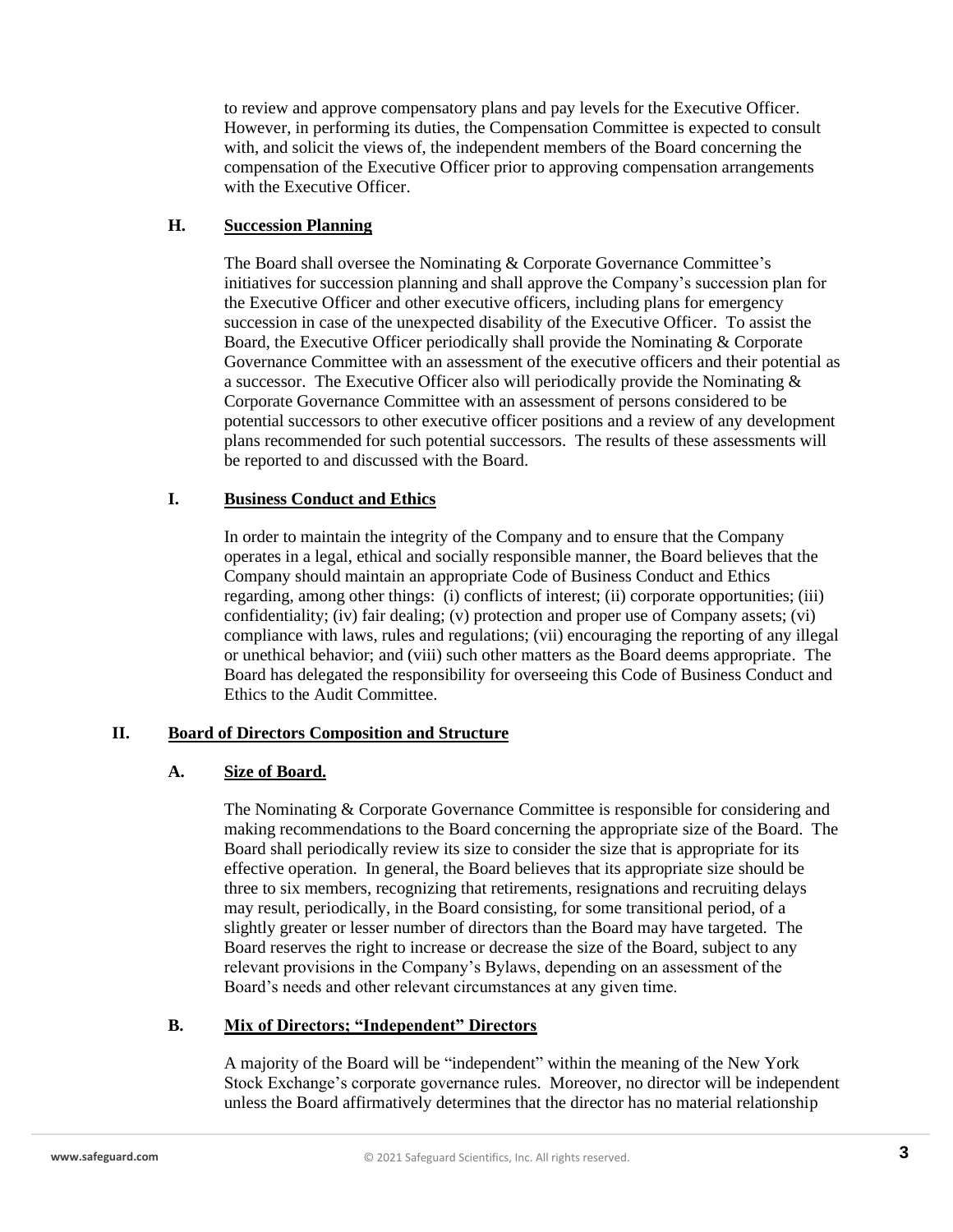to review and approve compensatory plans and pay levels for the Executive Officer. However, in performing its duties, the Compensation Committee is expected to consult with, and solicit the views of, the independent members of the Board concerning the compensation of the Executive Officer prior to approving compensation arrangements with the Executive Officer.

### H. Succession Planning

The Board shall oversee the Nominating & Corporate Governance Committee's initiatives for succession planning and shall approve the Company's succession plan for the Executive Officer and other executive officers, including plans for emergency succession in case of the unexpected disability of the Executive Officer. To assist the Board, the Executive Officer periodically shall provide the Nominating & Corporate Governance Committee with an assessment of the executive officers and their potential as a successor. The Executive Officer also will periodically provide the Nominating & Corporate Governance Committee with an assessment of persons considered to be potential successors to other executive officer positions and a review of any development plans recommended for such potential successors. The results of these assessments will be reported to and discussed with the Board.

### I. Business Conduct and Ethics

In order to maintain the integrity of the Company and to ensure that the Company operates in a legal, ethical and socially responsible manner, the Board believes that the Company should maintain an appropriate Code of Business Conduct and Ethics regarding, among other things: (i) conflicts of interest; (ii) corporate opportunities; (iii) confidentiality; (iv) fair dealing; (v) protection and proper use of Company assets; (vi) compliance with laws, rules and regulations; (vii) encouraging the reporting of any illegal or unethical behavior; and (viii) such other matters as the Board deems appropriate. The Board has delegated the responsibility for overseeing this Code of Business Conduct and Ethics to the Audit Committee.

## II. Board of Directors Composition and Structure

### A. Size of Board.

The Nominating & Corporate Governance Committee is responsible for considering and making recommendations to the Board concerning the appropriate size of the Board. The Board shall periodically review its size to consider the size that is appropriate for its effective operation. In general, the Board believes that its appropriate size should be three to six members, recognizing that retirements, resignations and recruiting delays may result, periodically, in the Board consisting, for some transitional period, of a slightly greater or lesser number of directors than the Board may have targeted. The Board reserves the right to increase or decrease the size of the Board, subject to any relevant provisions in the Company's Bylaws, depending on an assessment of the Board's needs and other relevant circumstances at any given time.

### B. Mix of Directors; "Independent" Directors

A majority of the Board will be "independent" within the meaning of the New York Stock Exchange's corporate governance rules. Moreover, no director will be independent unless the Board affirmatively determines that the director has no material relationship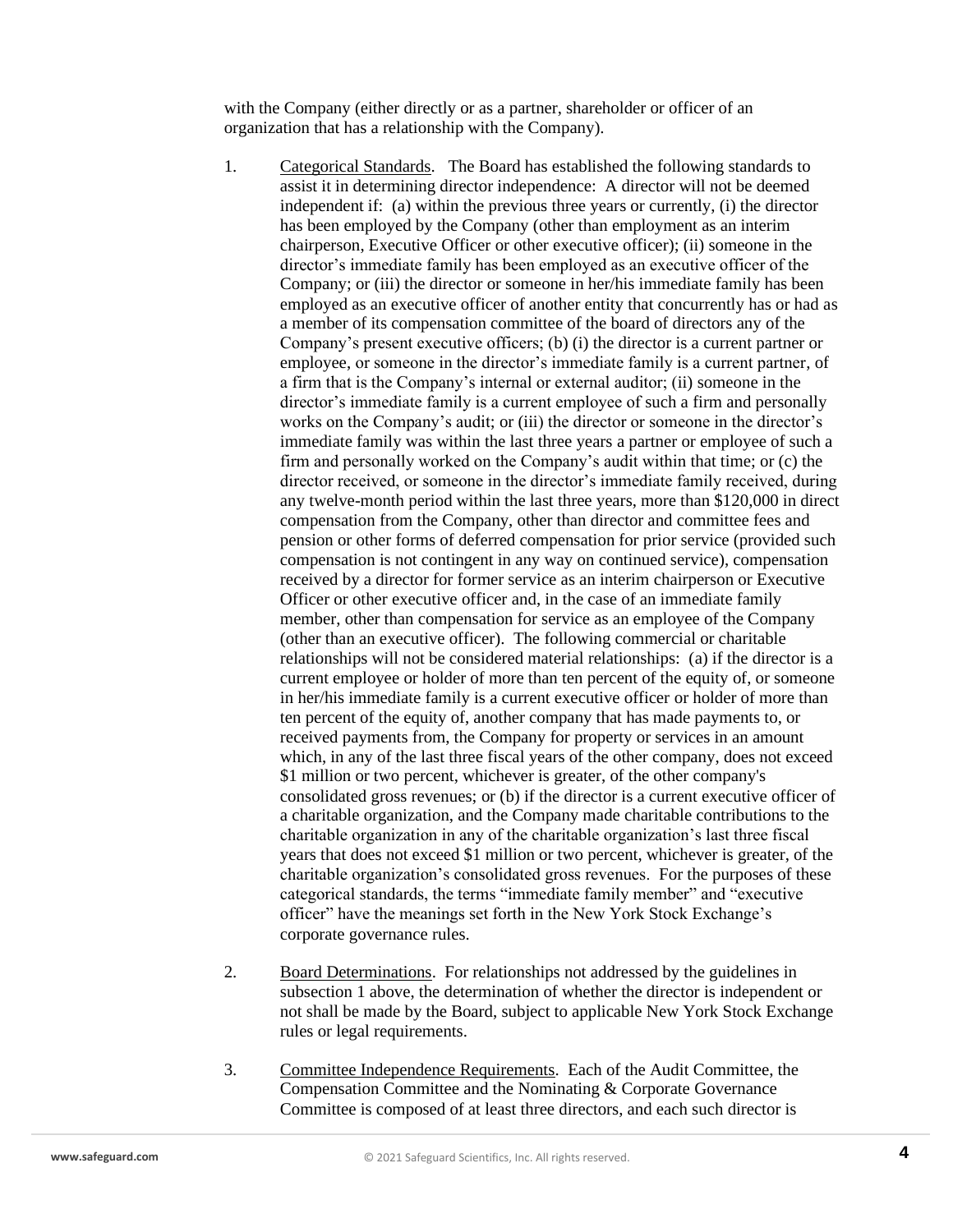with the Company (either directly or as a partner, shareholder or officer of an organization that has a relationship with the Company).

1. Categorical Standards. The Board has established the following standards to assist it in determining director independence: A director will not be deemed independent if: (a) within the previous three years or currently, (i) the director has been employed by the Company (other than employment as an interim chairperson, Executive Officer or other executive officer); (ii) someone in the director's immediate family has been employed as an executive officer of the Company; or (iii) the director or someone in her/his immediate family has been employed as an executive officer of another entity that concurrently has or had as a member of its compensation committee of the board of directors any of the Company's present executive officers; (b) (i) the director is a current partner or employee, or someone in the director's immediate family is a current partner, of a firm that is the Company's internal or external auditor; (ii) someone in the director's immediate family is a current employee of such a firm and personally works on the Company's audit; or (iii) the director or someone in the director's immediate family was within the last three years a partner or employee of such a firm and personally worked on the Company's audit within that time; or (c) the director received, or someone in the director's immediate family received, during any twelve-month period within the last three years, more than $120,000 in direct compensation from the Company, other than director and committee fees and pension or other forms of deferred compensation for prior service (provided such compensation is not contingent in any way on continued service), compensation received by a director for former service as an interim chairperson or Executive Officer or other executive officer and, in the case of an immediate family member, other than compensation for service as an employee of the Company (other than an executive officer). The following commercial or charitable relationships will not be considered material relationships: (a) if the director is a current employee or holder of more than ten percent of the equity of, or someone in her/his immediate family is a current executive officer or holder of more than ten percent of the equity of, another company that has made payments to, or received payments from, the Company for property or services in an amount which, in any of the last three fiscal years of the other company, does not exceed $1 million or two percent, whichever is greater, of the other company's consolidated gross revenues; or (b) if the director is a current executive officer of a charitable organization, and the Company made charitable contributions to the charitable organization in any of the charitable organization's last three fiscal years that does not exceed $1 million or two percent, whichever is greater, of the charitable organization's consolidated gross revenues. For the purposes of these categorical standards, the terms "immediate family member" and "executive officer" have the meanings set forth in the New York Stock Exchange's corporate governance rules.

2. Board Determinations. For relationships not addressed by the guidelines in subsection 1 above, the determination of whether the director is independent or not shall be made by the Board, subject to applicable New York Stock Exchange rules or legal requirements.

3. Committee Independence Requirements. Each of the Audit Committee, the Compensation Committee and the Nominating & Corporate Governance Committee is composed of at least three directors, and each such director is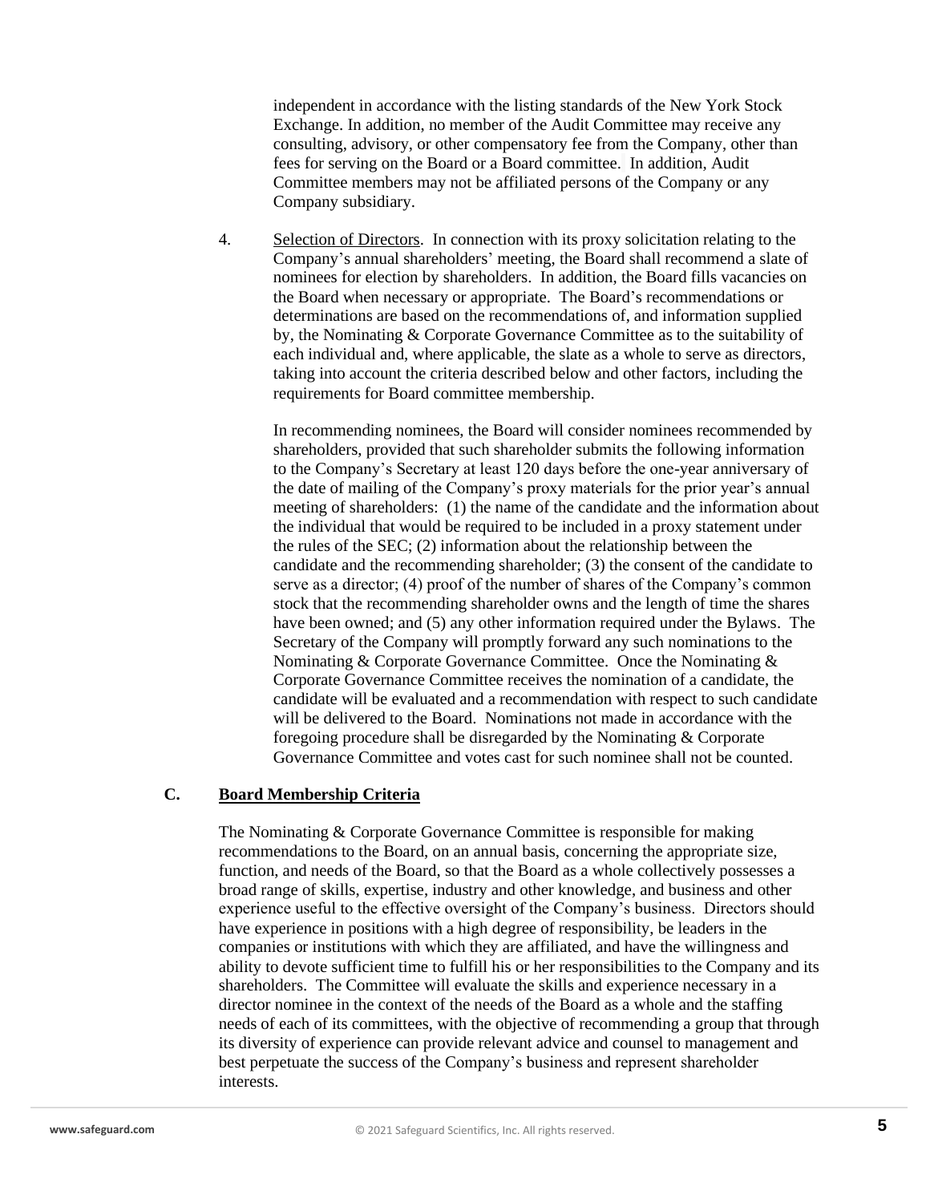independent in accordance with the listing standards of the New York Stock Exchange. In addition, no member of the Audit Committee may receive any consulting, advisory, or other compensatory fee from the Company, other than fees for serving on the Board or a Board committee. In addition, Audit Committee members may not be affiliated persons of the Company or any Company subsidiary.

4. Selection of Directors. In connection with its proxy solicitation relating to the Company's annual shareholders' meeting, the Board shall recommend a slate of nominees for election by shareholders. In addition, the Board fills vacancies on the Board when necessary or appropriate. The Board's recommendations or determinations are based on the recommendations of, and information supplied by, the Nominating & Corporate Governance Committee as to the suitability of each individual and, where applicable, the slate as a whole to serve as directors, taking into account the criteria described below and other factors, including the requirements for Board committee membership.

   In recommending nominees, the Board will consider nominees recommended by shareholders, provided that such shareholder submits the following information to the Company's Secretary at least 120 days before the one-year anniversary of the date of mailing of the Company's proxy materials for the prior year's annual meeting of shareholders: (1) the name of the candidate and the information about the individual that would be required to be included in a proxy statement under the rules of the SEC; (2) information about the relationship between the candidate and the recommending shareholder; (3) the consent of the candidate to serve as a director; (4) proof of the number of shares of the Company's common stock that the recommending shareholder owns and the length of time the shares have been owned; and (5) any other information required under the Bylaws. The Secretary of the Company will promptly forward any such nominations to the Nominating & Corporate Governance Committee. Once the Nominating & Corporate Governance Committee receives the nomination of a candidate, the candidate will be evaluated and a recommendation with respect to such candidate will be delivered to the Board. Nominations not made in accordance with the foregoing procedure shall be disregarded by the Nominating & Corporate Governance Committee and votes cast for such nominee shall not be counted.

### C. Board Membership Criteria

The Nominating & Corporate Governance Committee is responsible for making recommendations to the Board, on an annual basis, concerning the appropriate size, function, and needs of the Board, so that the Board as a whole collectively possesses a broad range of skills, expertise, industry and other knowledge, and business and other experience useful to the effective oversight of the Company's business. Directors should have experience in positions with a high degree of responsibility, be leaders in the companies or institutions with which they are affiliated, and have the willingness and ability to devote sufficient time to fulfill his or her responsibilities to the Company and its shareholders. The Committee will evaluate the skills and experience necessary in a director nominee in the context of the needs of the Board as a whole and the staffing needs of each of its committees, with the objective of recommending a group that through its diversity of experience can provide relevant advice and counsel to management and best perpetuate the success of the Company's business and represent shareholder interests.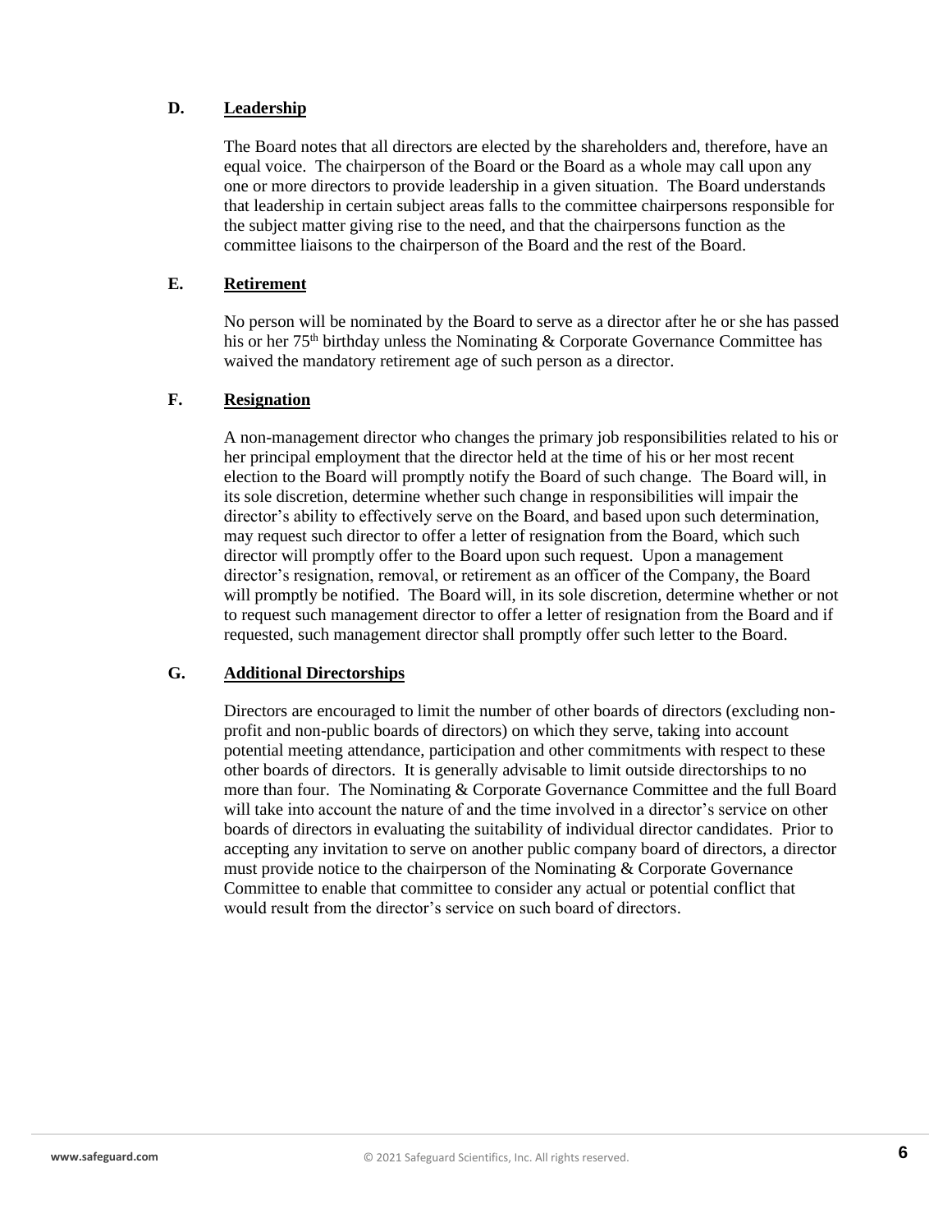### D. Leadership

The Board notes that all directors are elected by the shareholders and, therefore, have an equal voice. The chairperson of the Board or the Board as a whole may call upon any one or more directors to provide leadership in a given situation. The Board understands that leadership in certain subject areas falls to the committee chairpersons responsible for the subject matter giving rise to the need, and that the chairpersons function as the committee liaisons to the chairperson of the Board and the rest of the Board.

### E. Retirement

No person will be nominated by the Board to serve as a director after he or she has passed his or her 75th birthday unless the Nominating & Corporate Governance Committee has waived the mandatory retirement age of such person as a director.

### F. Resignation

A non-management director who changes the primary job responsibilities related to his or her principal employment that the director held at the time of his or her most recent election to the Board will promptly notify the Board of such change. The Board will, in its sole discretion, determine whether such change in responsibilities will impair the director's ability to effectively serve on the Board, and based upon such determination, may request such director to offer a letter of resignation from the Board, which such director will promptly offer to the Board upon such request. Upon a management director's resignation, removal, or retirement as an officer of the Company, the Board will promptly be notified. The Board will, in its sole discretion, determine whether or not to request such management director to offer a letter of resignation from the Board and if requested, such management director shall promptly offer such letter to the Board.

### G. Additional Directorships

Directors are encouraged to limit the number of other boards of directors (excluding non-profit and non-public boards of directors) on which they serve, taking into account potential meeting attendance, participation and other commitments with respect to these other boards of directors. It is generally advisable to limit outside directorships to no more than four. The Nominating & Corporate Governance Committee and the full Board will take into account the nature of and the time involved in a director's service on other boards of directors in evaluating the suitability of individual director candidates. Prior to accepting any invitation to serve on another public company board of directors, a director must provide notice to the chairperson of the Nominating & Corporate Governance Committee to enable that committee to consider any actual or potential conflict that would result from the director's service on such board of directors.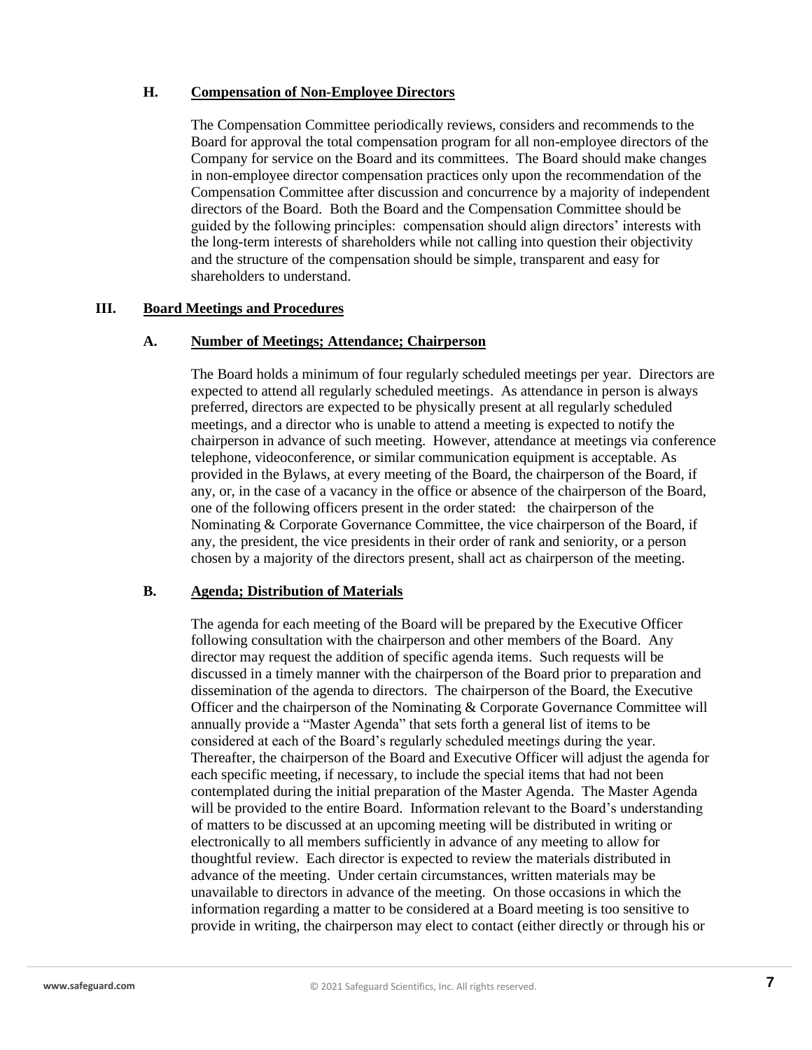### H. Compensation of Non-Employee Directors

The Compensation Committee periodically reviews, considers and recommends to the Board for approval the total compensation program for all non-employee directors of the Company for service on the Board and its committees. The Board should make changes in non-employee director compensation practices only upon the recommendation of the Compensation Committee after discussion and concurrence by a majority of independent directors of the Board. Both the Board and the Compensation Committee should be guided by the following principles: compensation should align directors' interests with the long-term interests of shareholders while not calling into question their objectivity and the structure of the compensation should be simple, transparent and easy for shareholders to understand.

## III. Board Meetings and Procedures

### A. Number of Meetings; Attendance; Chairperson

The Board holds a minimum of four regularly scheduled meetings per year. Directors are expected to attend all regularly scheduled meetings. As attendance in person is always preferred, directors are expected to be physically present at all regularly scheduled meetings, and a director who is unable to attend a meeting is expected to notify the chairperson in advance of such meeting. However, attendance at meetings via conference telephone, videoconference, or similar communication equipment is acceptable. As provided in the Bylaws, at every meeting of the Board, the chairperson of the Board, if any, or, in the case of a vacancy in the office or absence of the chairperson of the Board, one of the following officers present in the order stated: the chairperson of the Nominating & Corporate Governance Committee, the vice chairperson of the Board, if any, the president, the vice presidents in their order of rank and seniority, or a person chosen by a majority of the directors present, shall act as chairperson of the meeting.

### B. Agenda; Distribution of Materials

The agenda for each meeting of the Board will be prepared by the Executive Officer following consultation with the chairperson and other members of the Board. Any director may request the addition of specific agenda items. Such requests will be discussed in a timely manner with the chairperson of the Board prior to preparation and dissemination of the agenda to directors. The chairperson of the Board, the Executive Officer and the chairperson of the Nominating & Corporate Governance Committee will annually provide a "Master Agenda" that sets forth a general list of items to be considered at each of the Board's regularly scheduled meetings during the year. Thereafter, the chairperson of the Board and Executive Officer will adjust the agenda for each specific meeting, if necessary, to include the special items that had not been contemplated during the initial preparation of the Master Agenda. The Master Agenda will be provided to the entire Board. Information relevant to the Board's understanding of matters to be discussed at an upcoming meeting will be distributed in writing or electronically to all members sufficiently in advance of any meeting to allow for thoughtful review. Each director is expected to review the materials distributed in advance of the meeting. Under certain circumstances, written materials may be unavailable to directors in advance of the meeting. On those occasions in which the information regarding a matter to be considered at a Board meeting is too sensitive to provide in writing, the chairperson may elect to contact (either directly or through his or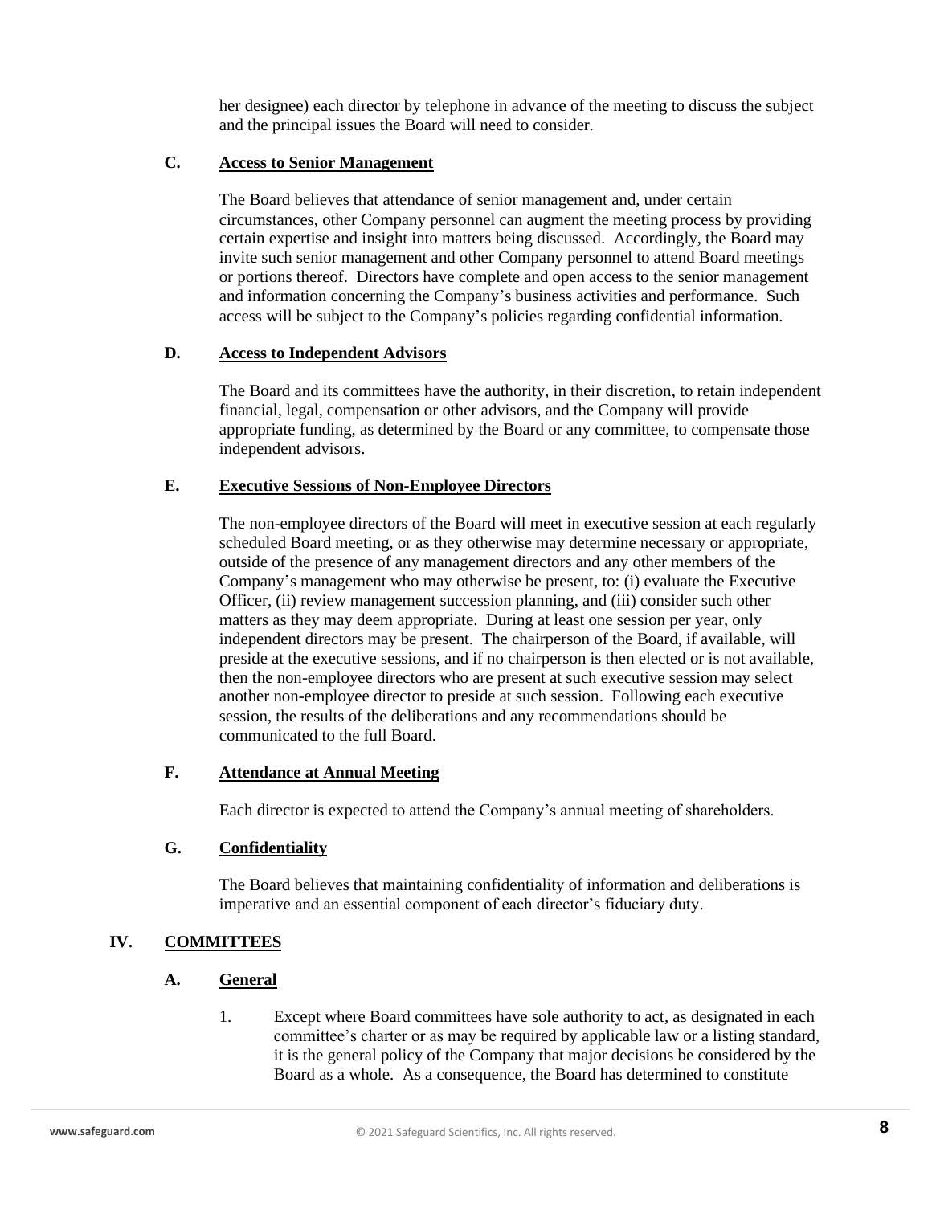her designee) each director by telephone in advance of the meeting to discuss the subject and the principal issues the Board will need to consider.

### C. Access to Senior Management

The Board believes that attendance of senior management and, under certain circumstances, other Company personnel can augment the meeting process by providing certain expertise and insight into matters being discussed. Accordingly, the Board may invite such senior management and other Company personnel to attend Board meetings or portions thereof. Directors have complete and open access to the senior management and information concerning the Company's business activities and performance. Such access will be subject to the Company's policies regarding confidential information.

### D. Access to Independent Advisors

The Board and its committees have the authority, in their discretion, to retain independent financial, legal, compensation or other advisors, and the Company will provide appropriate funding, as determined by the Board or any committee, to compensate those independent advisors.

### E. Executive Sessions of Non-Employee Directors

The non-employee directors of the Board will meet in executive session at each regularly scheduled Board meeting, or as they otherwise may determine necessary or appropriate, outside of the presence of any management directors and any other members of the Company's management who may otherwise be present, to: (i) evaluate the Executive Officer, (ii) review management succession planning, and (iii) consider such other matters as they may deem appropriate. During at least one session per year, only independent directors may be present. The chairperson of the Board, if available, will preside at the executive sessions, and if no chairperson is then elected or is not available, then the non-employee directors who are present at such executive session may select another non-employee director to preside at such session. Following each executive session, the results of the deliberations and any recommendations should be communicated to the full Board.

### F. Attendance at Annual Meeting

Each director is expected to attend the Company's annual meeting of shareholders.

### G. Confidentiality

The Board believes that maintaining confidentiality of information and deliberations is imperative and an essential component of each director's fiduciary duty.

## IV. COMMITTEES

### A. General

1. Except where Board committees have sole authority to act, as designated in each committee's charter or as may be required by applicable law or a listing standard, it is the general policy of the Company that major decisions be considered by the Board as a whole. As a consequence, the Board has determined to constitute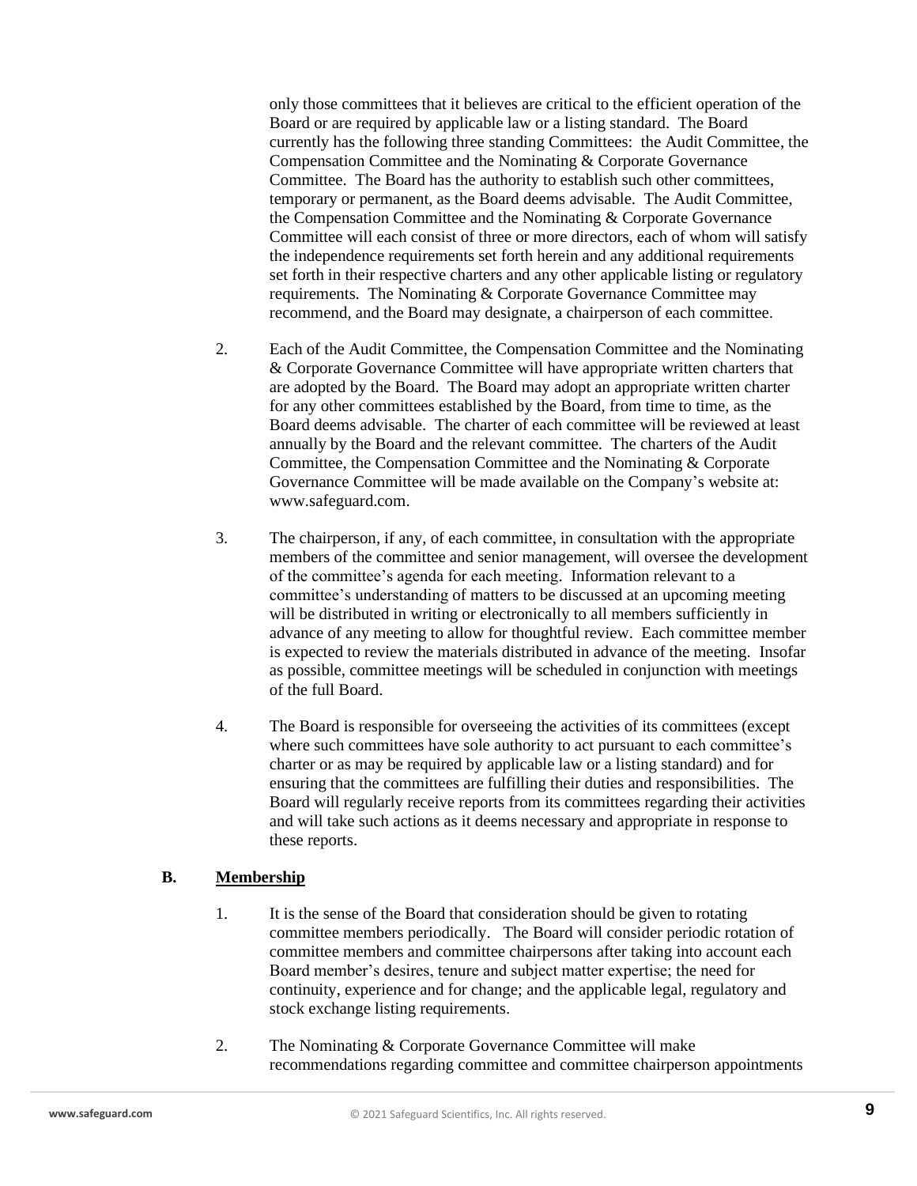only those committees that it believes are critical to the efficient operation of the Board or are required by applicable law or a listing standard. The Board currently has the following three standing Committees: the Audit Committee, the Compensation Committee and the Nominating & Corporate Governance Committee. The Board has the authority to establish such other committees, temporary or permanent, as the Board deems advisable. The Audit Committee, the Compensation Committee and the Nominating & Corporate Governance Committee will each consist of three or more directors, each of whom will satisfy the independence requirements set forth herein and any additional requirements set forth in their respective charters and any other applicable listing or regulatory requirements. The Nominating & Corporate Governance Committee may recommend, and the Board may designate, a chairperson of each committee.

2. Each of the Audit Committee, the Compensation Committee and the Nominating & Corporate Governance Committee will have appropriate written charters that are adopted by the Board. The Board may adopt an appropriate written charter for any other committees established by the Board, from time to time, as the Board deems advisable. The charter of each committee will be reviewed at least annually by the Board and the relevant committee. The charters of the Audit Committee, the Compensation Committee and the Nominating & Corporate Governance Committee will be made available on the Company's website at: www.safeguard.com.

3. The chairperson, if any, of each committee, in consultation with the appropriate members of the committee and senior management, will oversee the development of the committee's agenda for each meeting. Information relevant to a committee's understanding of matters to be discussed at an upcoming meeting will be distributed in writing or electronically to all members sufficiently in advance of any meeting to allow for thoughtful review. Each committee member is expected to review the materials distributed in advance of the meeting. Insofar as possible, committee meetings will be scheduled in conjunction with meetings of the full Board.

4. The Board is responsible for overseeing the activities of its committees (except where such committees have sole authority to act pursuant to each committee's charter or as may be required by applicable law or a listing standard) and for ensuring that the committees are fulfilling their duties and responsibilities. The Board will regularly receive reports from its committees regarding their activities and will take such actions as it deems necessary and appropriate in response to these reports.

### B. Membership

1. It is the sense of the Board that consideration should be given to rotating committee members periodically. The Board will consider periodic rotation of committee members and committee chairpersons after taking into account each Board member's desires, tenure and subject matter expertise; the need for continuity, experience and for change; and the applicable legal, regulatory and stock exchange listing requirements.

2. The Nominating & Corporate Governance Committee will make recommendations regarding committee and committee chairperson appointments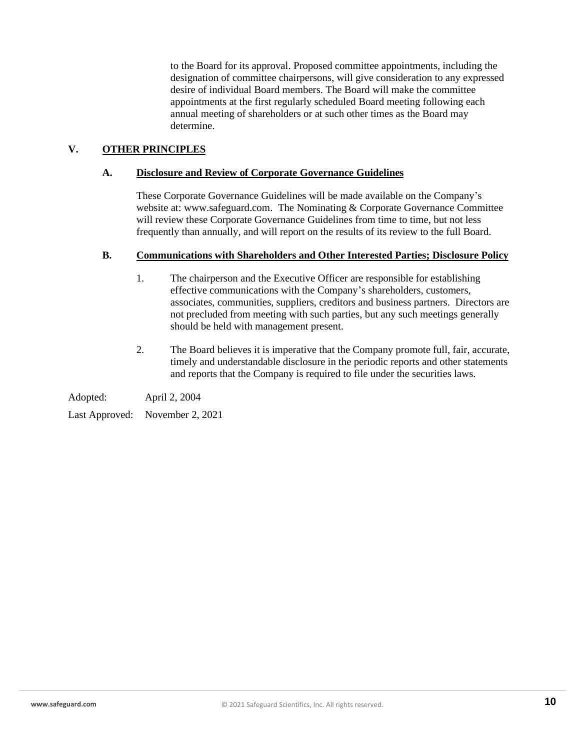to the Board for its approval. Proposed committee appointments, including the designation of committee chairpersons, will give consideration to any expressed desire of individual Board members. The Board will make the committee appointments at the first regularly scheduled Board meeting following each annual meeting of shareholders or at such other times as the Board may determine.

## V. OTHER PRINCIPLES

### A. Disclosure and Review of Corporate Governance Guidelines

These Corporate Governance Guidelines will be made available on the Company's website at: www.safeguard.com. The Nominating & Corporate Governance Committee will review these Corporate Governance Guidelines from time to time, but not less frequently than annually, and will report on the results of its review to the full Board.

### B. Communications with Shareholders and Other Interested Parties; Disclosure Policy

1. The chairperson and the Executive Officer are responsible for establishing effective communications with the Company's shareholders, customers, associates, communities, suppliers, creditors and business partners. Directors are not precluded from meeting with such parties, but any such meetings generally should be held with management present.

2. The Board believes it is imperative that the Company promote full, fair, accurate, timely and understandable disclosure in the periodic reports and other statements and reports that the Company is required to file under the securities laws.

Adopted: April 2, 2004

Last Approved: November 2, 2021